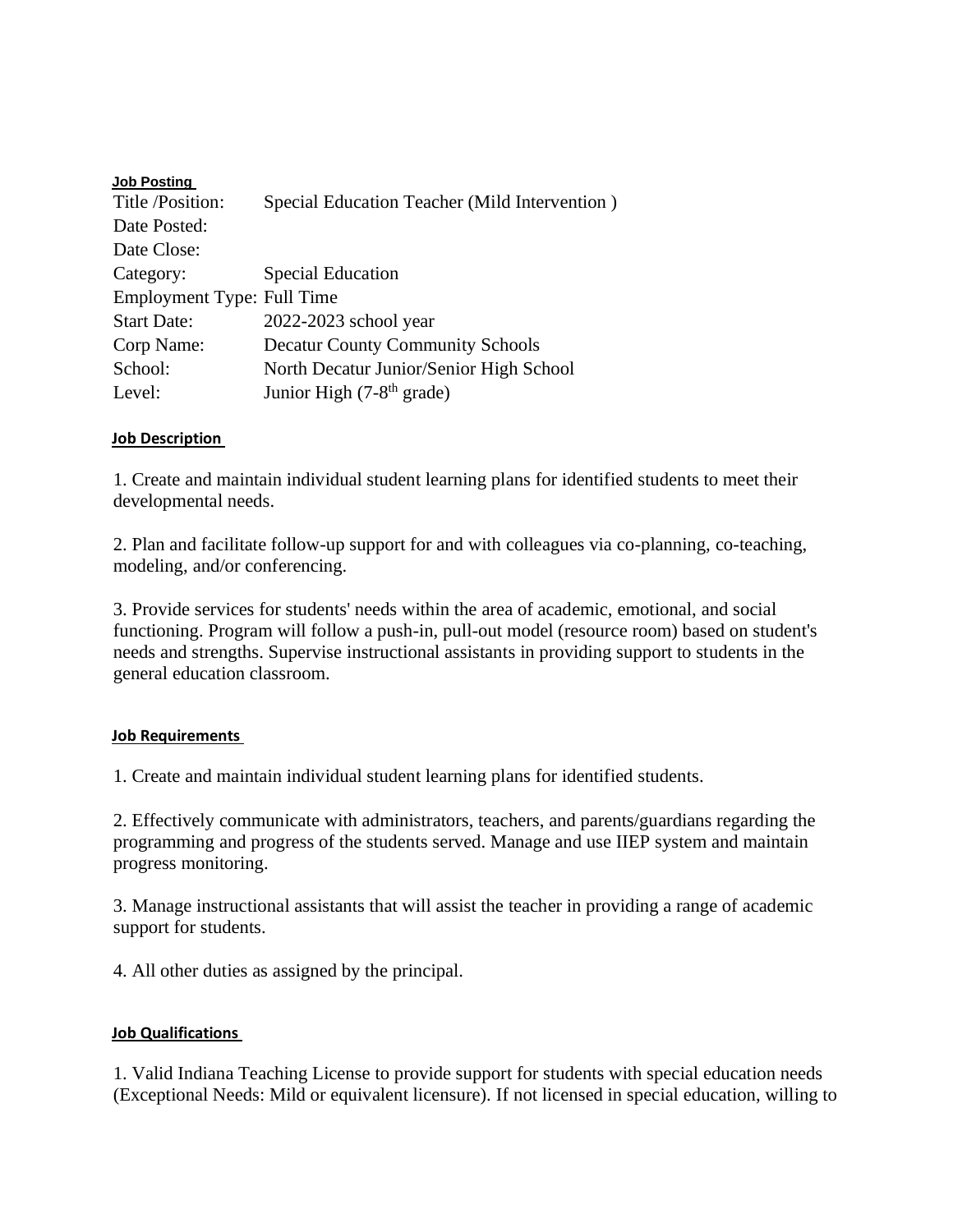**Job Posting**

| | |
|---|---|
| Title /Position: | Special Education Teacher (Mild Intervention ) |
| Date Posted: | |
| Date Close: | |
| Category: | Special Education |
| Employment Type: | Full Time |
| Start Date: | 2022-2023 school year |
| Corp Name: | Decatur County Community Schools |
| School: | North Decatur Junior/Senior High School |
| Level: | Junior High (7-8th grade) |

**Job Description**

1. Create and maintain individual student learning plans for identified students to meet their developmental needs.

2. Plan and facilitate follow-up support for and with colleagues via co-planning, co-teaching, modeling, and/or conferencing.

3. Provide services for students' needs within the area of academic, emotional, and social functioning. Program will follow a push-in, pull-out model (resource room) based on student's needs and strengths. Supervise instructional assistants in providing support to students in the general education classroom.

**Job Requirements**

1. Create and maintain individual student learning plans for identified students.

2. Effectively communicate with administrators, teachers, and parents/guardians regarding the programming and progress of the students served. Manage and use IIEP system and maintain progress monitoring.

3. Manage instructional assistants that will assist the teacher in providing a range of academic support for students.

4. All other duties as assigned by the principal.

**Job Qualifications**

1. Valid Indiana Teaching License to provide support for students with special education needs (Exceptional Needs: Mild or equivalent licensure). If not licensed in special education, willing to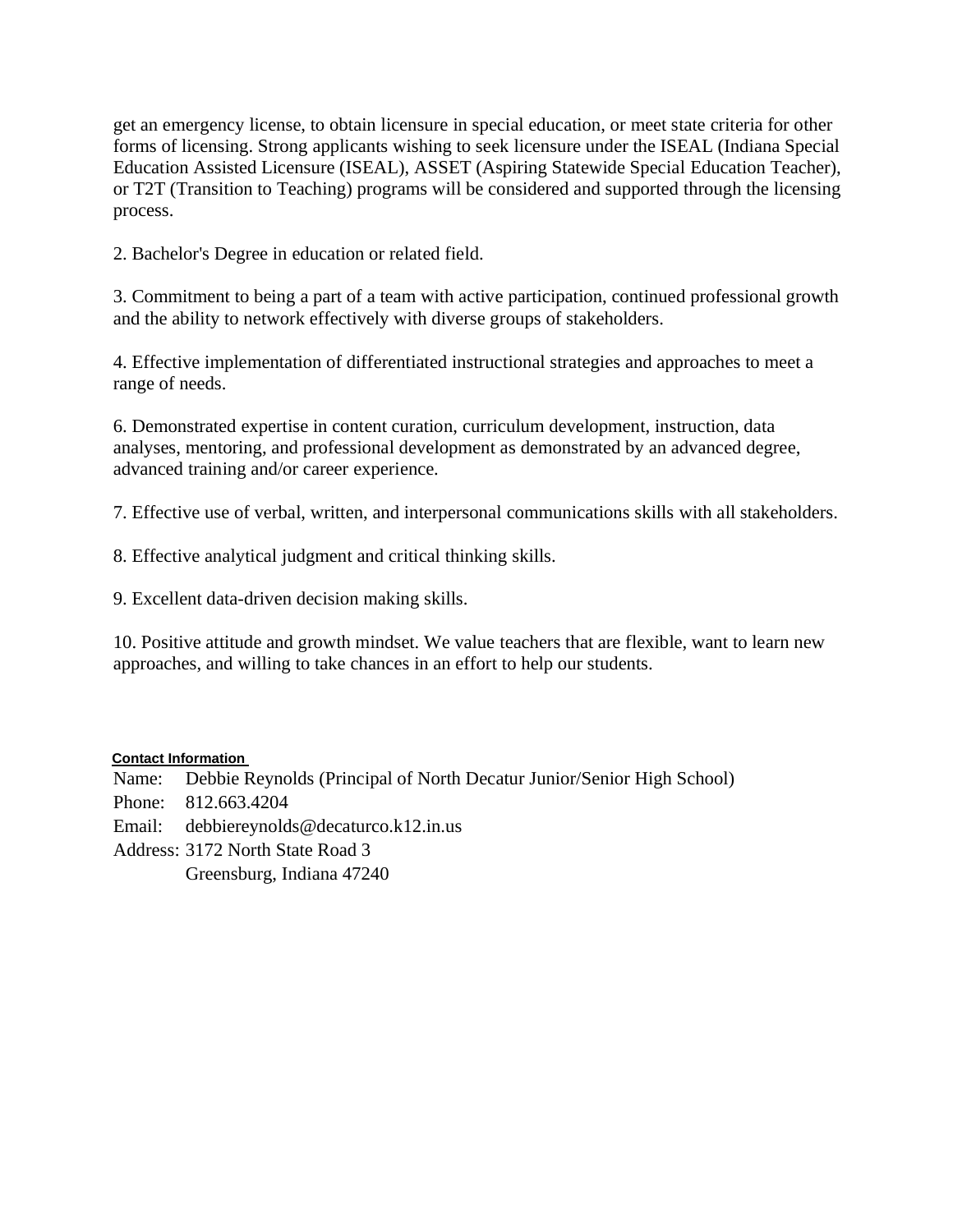get an emergency license, to obtain licensure in special education, or meet state criteria for other forms of licensing. Strong applicants wishing to seek licensure under the ISEAL (Indiana Special Education Assisted Licensure (ISEAL), ASSET (Aspiring Statewide Special Education Teacher), or T2T (Transition to Teaching) programs will be considered and supported through the licensing process.

2. Bachelor's Degree in education or related field.

3. Commitment to being a part of a team with active participation, continued professional growth and the ability to network effectively with diverse groups of stakeholders.

4. Effective implementation of differentiated instructional strategies and approaches to meet a range of needs.

6. Demonstrated expertise in content curation, curriculum development, instruction, data analyses, mentoring, and professional development as demonstrated by an advanced degree, advanced training and/or career experience.

7. Effective use of verbal, written, and interpersonal communications skills with all stakeholders.

8. Effective analytical judgment and critical thinking skills.

9. Excellent data-driven decision making skills.

10. Positive attitude and growth mindset. We value teachers that are flexible, want to learn new approaches, and willing to take chances in an effort to help our students.

**Contact Information**

Name: Debbie Reynolds (Principal of North Decatur Junior/Senior High School)
Phone: 812.663.4204
Email: debbiereynolds@decaturco.k12.in.us
Address: 3172 North State Road 3
Greensburg, Indiana 47240